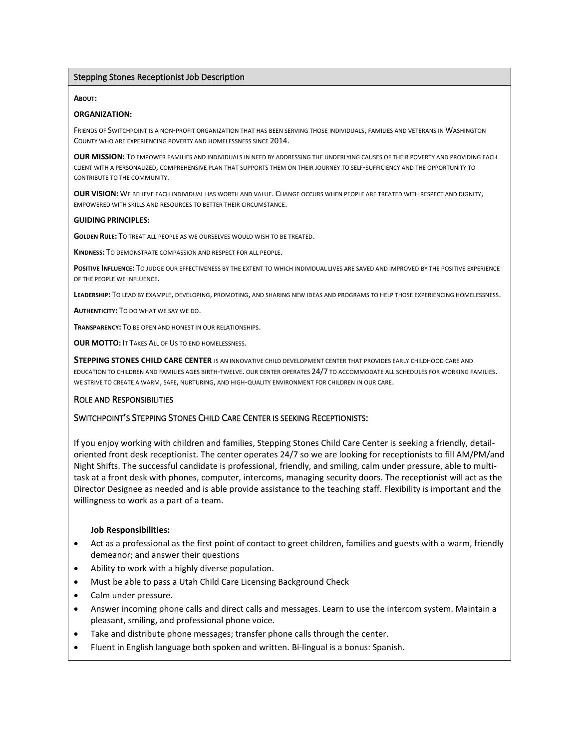## Stepping Stones Receptionist Job Description

**About:**

**ORGANIZATION:**

Friends of Switchpoint is a non-profit organization that has been serving those individuals, families and veterans in Washington County who are experiencing poverty and homelessness since 2014.

**OUR MISSION:** To empower families and individuals in need by addressing the underlying causes of their poverty and providing each client with a personalized, comprehensive plan that supports them on their journey to self-sufficiency and the opportunity to contribute to the community.

**OUR VISION:** We believe each individual has worth and value. Change occurs when people are treated with respect and dignity, empowered with skills and resources to better their circumstance.

**GUIDING PRINCIPLES:**

**Golden Rule:** To treat all people as we ourselves would wish to be treated.

**Kindness:** To demonstrate compassion and respect for all people.

**Positive Influence:** To judge our effectiveness by the extent to which individual lives are saved and improved by the positive experience of the people we influence.

**Leadership:** To lead by example, developing, promoting, and sharing new ideas and programs to help those experiencing homelessness.

**Authenticity:** To do what we say we do.

**Transparency:** To be open and honest in our relationships.

**OUR MOTTO:** It Takes All of Us to end homelessness.

**STEPPING STONES CHILD CARE CENTER** is an innovative child development center that provides early childhood care and education to children and families ages birth-twelve. our center operates 24/7 to accommodate all schedules for working families. we strive to create a warm, safe, nurturing, and high-quality environment for children in our care.

### Role and Responsibilities

### Switchpoint's Stepping Stones Child Care Center is seeking Receptionists:

If you enjoy working with children and families, Stepping Stones Child Care Center is seeking a friendly, detail-oriented front desk receptionist. The center operates 24/7 so we are looking for receptionists to fill AM/PM/and Night Shifts. The successful candidate is professional, friendly, and smiling, calm under pressure, able to multi-task at a front desk with phones, computer, intercoms, managing security doors. The receptionist will act as the Director Designee as needed and is able provide assistance to the teaching staff. Flexibility is important and the willingness to work as a part of a team.

**Job Responsibilities:**

- Act as a professional as the first point of contact to greet children, families and guests with a warm, friendly demeanor; and answer their questions
- Ability to work with a highly diverse population.
- Must be able to pass a Utah Child Care Licensing Background Check
- Calm under pressure.
- Answer incoming phone calls and direct calls and messages. Learn to use the intercom system. Maintain a pleasant, smiling, and professional phone voice.
- Take and distribute phone messages; transfer phone calls through the center.
- Fluent in English language both spoken and written. Bi-lingual is a bonus: Spanish.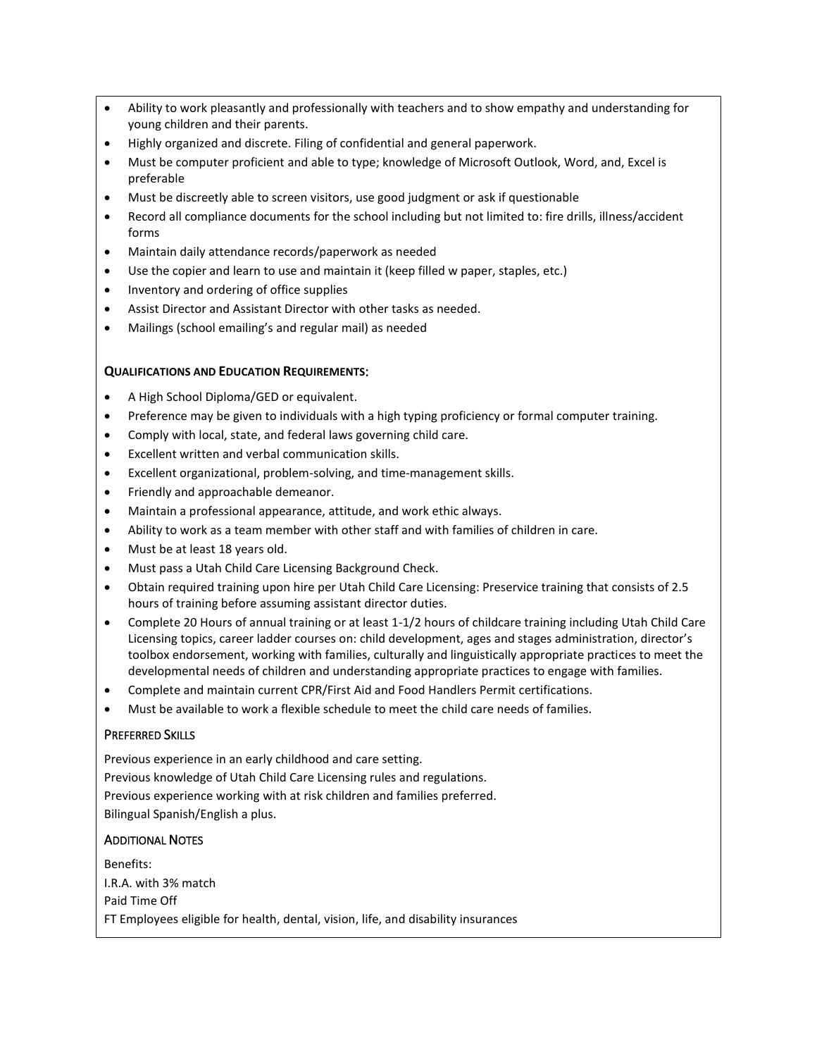- Ability to work pleasantly and professionally with teachers and to show empathy and understanding for young children and their parents.
- Highly organized and discrete. Filing of confidential and general paperwork.
- Must be computer proficient and able to type; knowledge of Microsoft Outlook, Word, and, Excel is preferable
- Must be discreetly able to screen visitors, use good judgment or ask if questionable
- Record all compliance documents for the school including but not limited to: fire drills, illness/accident forms
- Maintain daily attendance records/paperwork as needed
- Use the copier and learn to use and maintain it (keep filled w paper, staples, etc.)
- Inventory and ordering of office supplies
- Assist Director and Assistant Director with other tasks as needed.
- Mailings (school emailing's and regular mail) as needed

### Qualifications and Education Requirements:

- A High School Diploma/GED or equivalent.
- Preference may be given to individuals with a high typing proficiency or formal computer training.
- Comply with local, state, and federal laws governing child care.
- Excellent written and verbal communication skills.
- Excellent organizational, problem-solving, and time-management skills.
- Friendly and approachable demeanor.
- Maintain a professional appearance, attitude, and work ethic always.
- Ability to work as a team member with other staff and with families of children in care.
- Must be at least 18 years old.
- Must pass a Utah Child Care Licensing Background Check.
- Obtain required training upon hire per Utah Child Care Licensing: Preservice training that consists of 2.5 hours of training before assuming assistant director duties.
- Complete 20 Hours of annual training or at least 1-1/2 hours of childcare training including Utah Child Care Licensing topics, career ladder courses on: child development, ages and stages administration, director's toolbox endorsement, working with families, culturally and linguistically appropriate practices to meet the developmental needs of children and understanding appropriate practices to engage with families.
- Complete and maintain current CPR/First Aid and Food Handlers Permit certifications.
- Must be available to work a flexible schedule to meet the child care needs of families.

### Preferred Skills

Previous experience in an early childhood and care setting.
Previous knowledge of Utah Child Care Licensing rules and regulations.
Previous experience working with at risk children and families preferred.
Bilingual Spanish/English a plus.

### Additional Notes

Benefits:
I.R.A. with 3% match
Paid Time Off
FT Employees eligible for health, dental, vision, life, and disability insurances